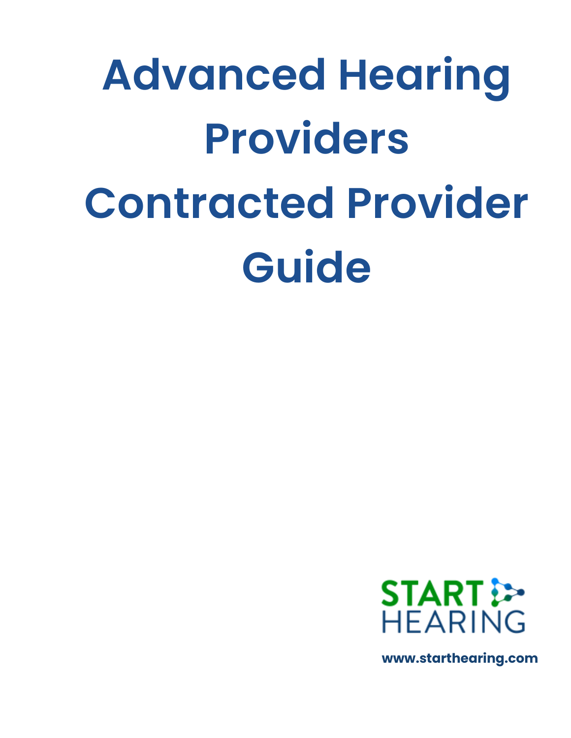# Advanced Hearing Providers Contracted Provider Guide

START HEARING

www.starthearing.com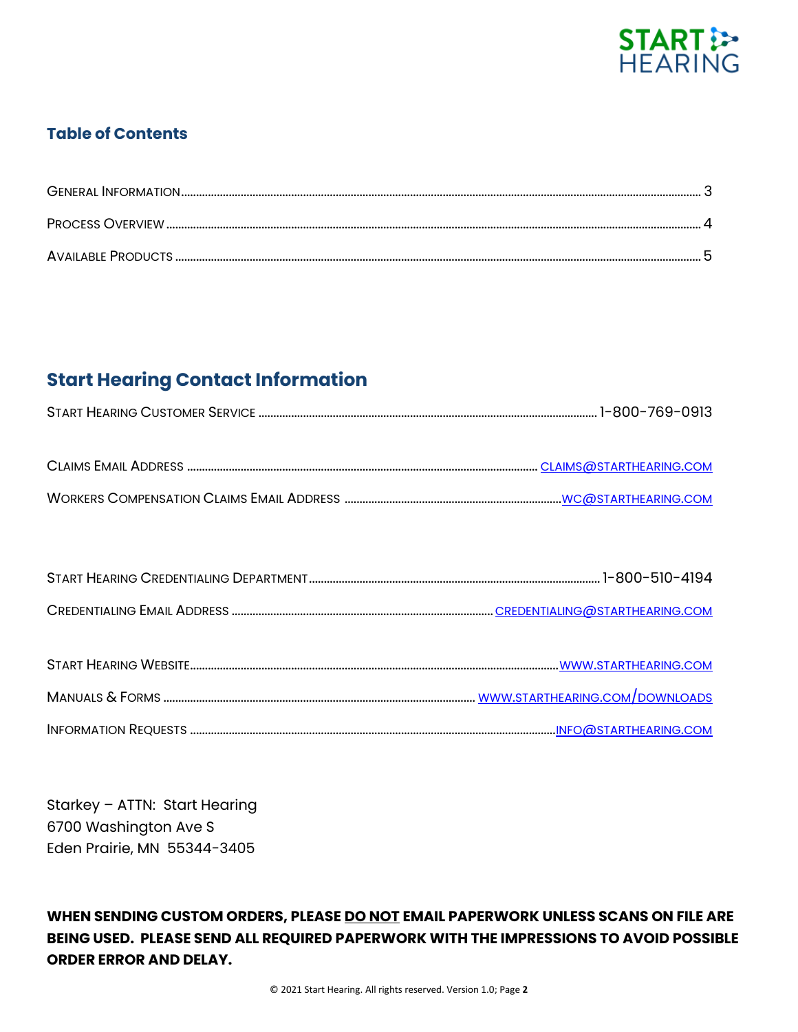## Table of Contents

GENERAL INFORMATION ........ 3

PROCESS OVERVIEW ........ 4

AVAILABLE PRODUCTS ........ 5

## Start Hearing Contact Information

START HEARING CUSTOMER SERVICE ........ 1-800-769-0913

CLAIMS EMAIL ADDRESS ........ CLAIMS@STARTHEARING.COM

WORKERS COMPENSATION CLAIMS EMAIL ADDRESS ........ WC@STARTHEARING.COM

START HEARING CREDENTIALING DEPARTMENT ........ 1-800-510-4194

CREDENTIALING EMAIL ADDRESS ........ CREDENTIALING@STARTHEARING.COM

START HEARING WEBSITE ........ WWW.STARTHEARING.COM

MANUALS & FORMS ........ WWW.STARTHEARING.COM/DOWNLOADS

INFORMATION REQUESTS ........ INFO@STARTHEARING.COM

Starkey – ATTN: Start Hearing
6700 Washington Ave S
Eden Prairie, MN 55344-3405

**WHEN SENDING CUSTOM ORDERS, PLEASE DO NOT EMAIL PAPERWORK UNLESS SCANS ON FILE ARE BEING USED. PLEASE SEND ALL REQUIRED PAPERWORK WITH THE IMPRESSIONS TO AVOID POSSIBLE ORDER ERROR AND DELAY.**

© 2021 Start Hearing. All rights reserved. Version 1.0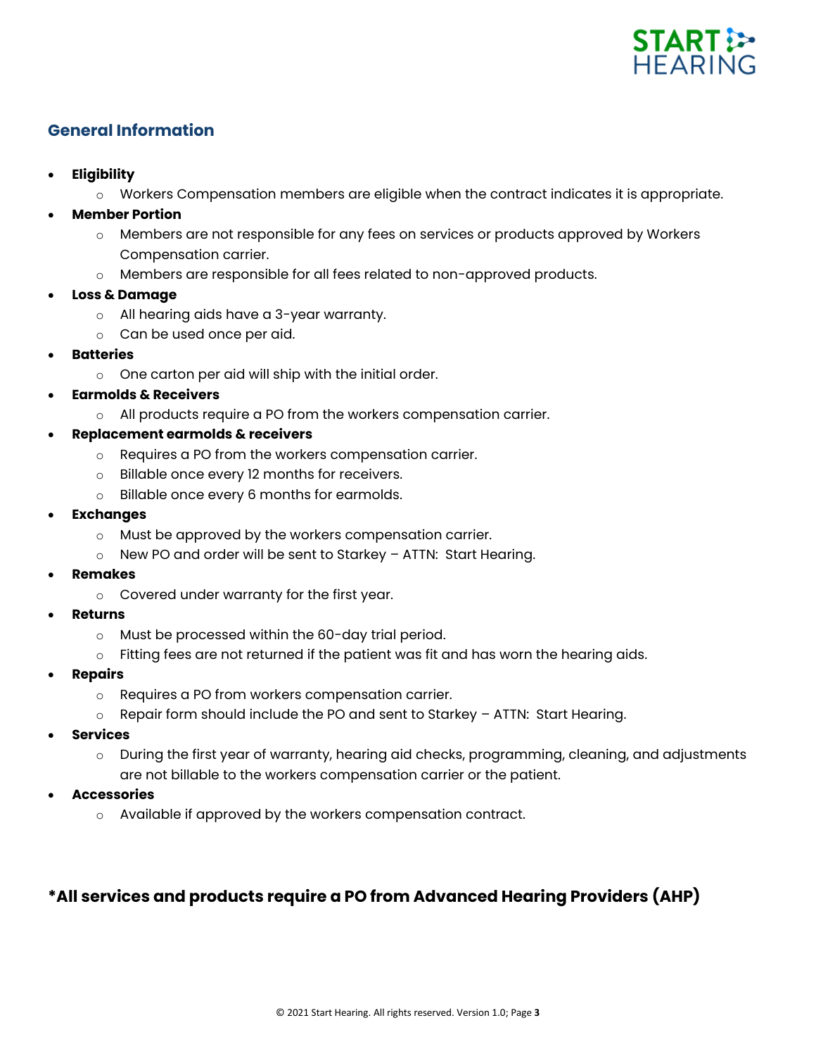## General Information

- **Eligibility**
  - Workers Compensation members are eligible when the contract indicates it is appropriate.
- **Member Portion**
  - Members are not responsible for any fees on services or products approved by Workers Compensation carrier.
  - Members are responsible for all fees related to non-approved products.
- **Loss & Damage**
  - All hearing aids have a 3-year warranty.
  - Can be used once per aid.
- **Batteries**
  - One carton per aid will ship with the initial order.
- **Earmolds & Receivers**
  - All products require a PO from the workers compensation carrier.
- **Replacement earmolds & receivers**
  - Requires a PO from the workers compensation carrier.
  - Billable once every 12 months for receivers.
  - Billable once every 6 months for earmolds.
- **Exchanges**
  - Must be approved by the workers compensation carrier.
  - New PO and order will be sent to Starkey – ATTN: Start Hearing.
- **Remakes**
  - Covered under warranty for the first year.
- **Returns**
  - Must be processed within the 60-day trial period.
  - Fitting fees are not returned if the patient was fit and has worn the hearing aids.
- **Repairs**
  - Requires a PO from workers compensation carrier.
  - Repair form should include the PO and sent to Starkey – ATTN: Start Hearing.
- **Services**
  - During the first year of warranty, hearing aid checks, programming, cleaning, and adjustments are not billable to the workers compensation carrier or the patient.
- **Accessories**
  - Available if approved by the workers compensation contract.

**\*All services and products require a PO from Advanced Hearing Providers (AHP)**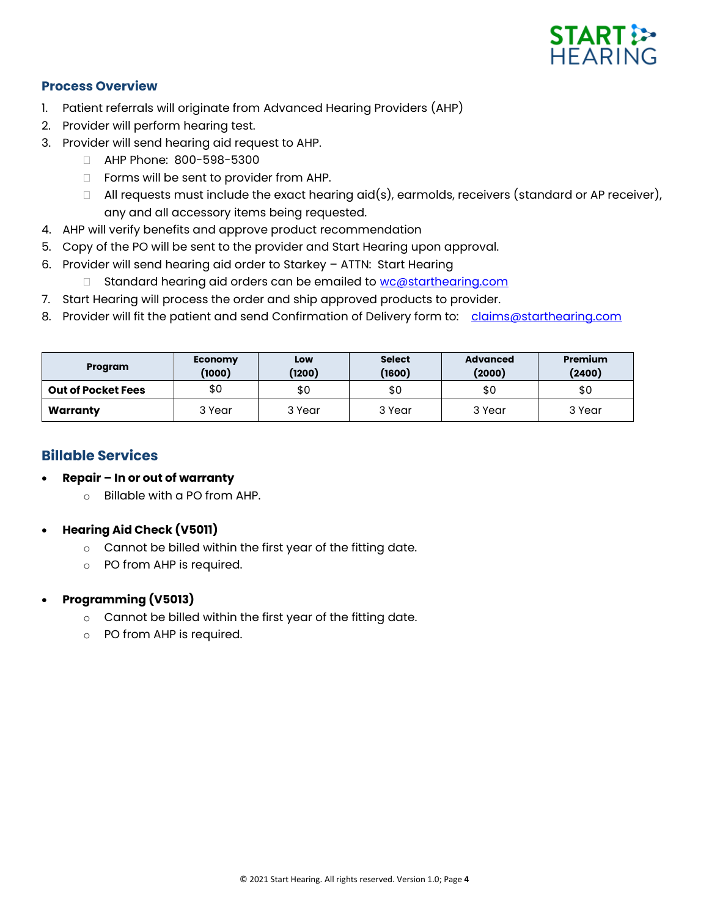## Process Overview

1. Patient referrals will originate from Advanced Hearing Providers (AHP)
2. Provider will perform hearing test.
3. Provider will send hearing aid request to AHP.
   - AHP Phone: 800-598-5300
   - Forms will be sent to provider from AHP.
   - All requests must include the exact hearing aid(s), earmolds, receivers (standard or AP receiver), any and all accessory items being requested.
4. AHP will verify benefits and approve product recommendation
5. Copy of the PO will be sent to the provider and Start Hearing upon approval.
6. Provider will send hearing aid order to Starkey – ATTN: Start Hearing
   - Standard hearing aid orders can be emailed to wc@starthearing.com
7. Start Hearing will process the order and ship approved products to provider.
8. Provider will fit the patient and send Confirmation of Delivery form to: claims@starthearing.com

| Program | Economy (1000) | Low (1200) | Select (1600) | Advanced (2000) | Premium (2400) |
|---|---|---|---|---|---|
| **Out of Pocket Fees** | $0 | $0 | $0 | $0 | $0 |
| **Warranty** | 3 Year | 3 Year | 3 Year | 3 Year | 3 Year |

## Billable Services

- **Repair – In or out of warranty**
  - Billable with a PO from AHP.
- **Hearing Aid Check (V5011)**
  - Cannot be billed within the first year of the fitting date.
  - PO from AHP is required.
- **Programming (V5013)**
  - Cannot be billed within the first year of the fitting date.
  - PO from AHP is required.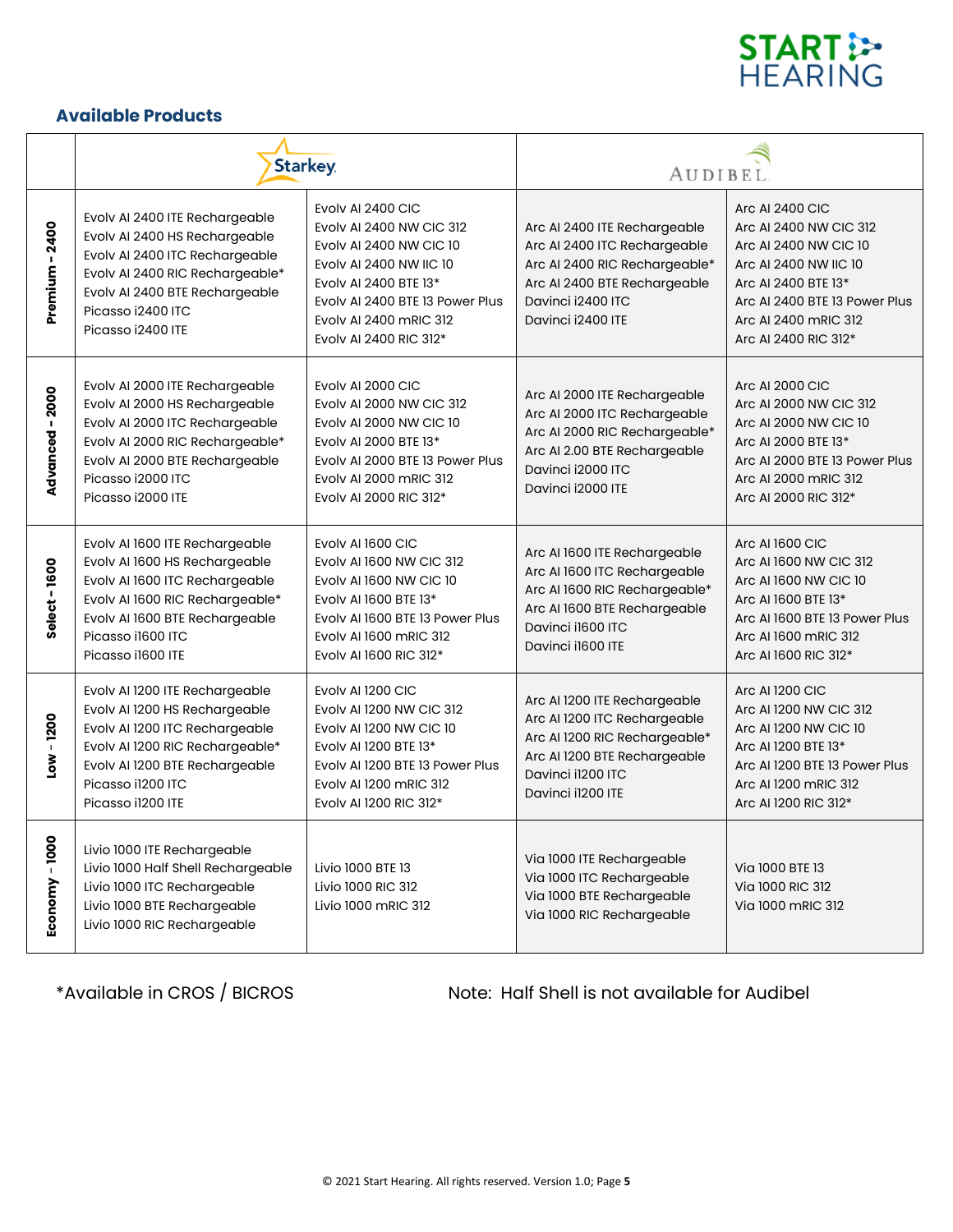## Available Products

| | Starkey | | Audibel | |
|---|---|---|---|---|
| Premium - 2400 | Evolv AI 2400 ITE Rechargeable<br>Evolv AI 2400 HS Rechargeable<br>Evolv AI 2400 ITC Rechargeable<br>Evolv AI 2400 RIC Rechargeable*<br>Evolv AI 2400 BTE Rechargeable<br>Picasso i2400 ITC<br>Picasso i2400 ITE | Evolv AI 2400 CIC<br>Evolv AI 2400 NW CIC 312<br>Evolv AI 2400 NW CIC 10<br>Evolv AI 2400 NW IIC 10<br>Evolv AI 2400 BTE 13*<br>Evolv AI 2400 BTE 13 Power Plus<br>Evolv AI 2400 mRIC 312<br>Evolv AI 2400 RIC 312* | Arc AI 2400 ITE Rechargeable<br>Arc AI 2400 ITC Rechargeable<br>Arc AI 2400 RIC Rechargeable*<br>Arc AI 2400 BTE Rechargeable<br>Davinci i2400 ITC<br>Davinci i2400 ITE | Arc AI 2400 CIC<br>Arc AI 2400 NW CIC 312<br>Arc AI 2400 NW CIC 10<br>Arc AI 2400 NW IIC 10<br>Arc AI 2400 BTE 13*<br>Arc AI 2400 BTE 13 Power Plus<br>Arc AI 2400 mRIC 312<br>Arc AI 2400 RIC 312* |
| Advanced - 2000 | Evolv AI 2000 ITE Rechargeable<br>Evolv AI 2000 HS Rechargeable<br>Evolv AI 2000 ITC Rechargeable<br>Evolv AI 2000 RIC Rechargeable*<br>Evolv AI 2000 BTE Rechargeable<br>Picasso i2000 ITC<br>Picasso i2000 ITE | Evolv AI 2000 CIC<br>Evolv AI 2000 NW CIC 312<br>Evolv AI 2000 NW CIC 10<br>Evolv AI 2000 BTE 13*<br>Evolv AI 2000 BTE 13 Power Plus<br>Evolv AI 2000 mRIC 312<br>Evolv AI 2000 RIC 312* | Arc AI 2000 ITE Rechargeable<br>Arc AI 2000 ITC Rechargeable<br>Arc AI 2000 RIC Rechargeable*<br>Arc AI 2.00 BTE Rechargeable<br>Davinci i2000 ITC<br>Davinci i2000 ITE | Arc AI 2000 CIC<br>Arc AI 2000 NW CIC 312<br>Arc AI 2000 NW CIC 10<br>Arc AI 2000 BTE 13*<br>Arc AI 2000 BTE 13 Power Plus<br>Arc AI 2000 mRIC 312<br>Arc AI 2000 RIC 312* |
| Select - 1600 | Evolv AI 1600 ITE Rechargeable<br>Evolv AI 1600 HS Rechargeable<br>Evolv AI 1600 ITC Rechargeable<br>Evolv AI 1600 RIC Rechargeable*<br>Evolv AI 1600 BTE Rechargeable<br>Picasso i1600 ITC<br>Picasso i1600 ITE | Evolv AI 1600 CIC<br>Evolv AI 1600 NW CIC 312<br>Evolv AI 1600 NW CIC 10<br>Evolv AI 1600 BTE 13*<br>Evolv AI 1600 BTE 13 Power Plus<br>Evolv AI 1600 mRIC 312<br>Evolv AI 1600 RIC 312* | Arc AI 1600 ITE Rechargeable<br>Arc AI 1600 ITC Rechargeable<br>Arc AI 1600 RIC Rechargeable*<br>Arc AI 1600 BTE Rechargeable<br>Davinci i1600 ITC<br>Davinci i1600 ITE | Arc AI 1600 CIC<br>Arc AI 1600 NW CIC 312<br>Arc AI 1600 NW CIC 10<br>Arc AI 1600 BTE 13*<br>Arc AI 1600 BTE 13 Power Plus<br>Arc AI 1600 mRIC 312<br>Arc AI 1600 RIC 312* |
| Low - 1200 | Evolv AI 1200 ITE Rechargeable<br>Evolv AI 1200 HS Rechargeable<br>Evolv AI 1200 ITC Rechargeable<br>Evolv AI 1200 RIC Rechargeable*<br>Evolv AI 1200 BTE Rechargeable<br>Picasso i1200 ITC<br>Picasso i1200 ITE | Evolv AI 1200 CIC<br>Evolv AI 1200 NW CIC 312<br>Evolv AI 1200 NW CIC 10<br>Evolv AI 1200 BTE 13*<br>Evolv AI 1200 BTE 13 Power Plus<br>Evolv AI 1200 mRIC 312<br>Evolv AI 1200 RIC 312* | Arc AI 1200 ITE Rechargeable<br>Arc AI 1200 ITC Rechargeable<br>Arc AI 1200 RIC Rechargeable*<br>Arc AI 1200 BTE Rechargeable<br>Davinci i1200 ITC<br>Davinci i1200 ITE | Arc AI 1200 CIC<br>Arc AI 1200 NW CIC 312<br>Arc AI 1200 NW CIC 10<br>Arc AI 1200 BTE 13*<br>Arc AI 1200 BTE 13 Power Plus<br>Arc AI 1200 mRIC 312<br>Arc AI 1200 RIC 312* |
| Economy - 1000 | Livio 1000 ITE Rechargeable<br>Livio 1000 Half Shell Rechargeable<br>Livio 1000 ITC Rechargeable<br>Livio 1000 BTE Rechargeable<br>Livio 1000 RIC Rechargeable | Livio 1000 BTE 13<br>Livio 1000 RIC 312<br>Livio 1000 mRIC 312 | Via 1000 ITE Rechargeable<br>Via 1000 ITC Rechargeable<br>Via 1000 BTE Rechargeable<br>Via 1000 RIC Rechargeable | Via 1000 BTE 13<br>Via 1000 RIC 312<br>Via 1000 mRIC 312 |

*Available in CROS / BICROS

Note: Half Shell is not available for Audibel

© 2021 Start Hearing. All rights reserved. Version 1.0